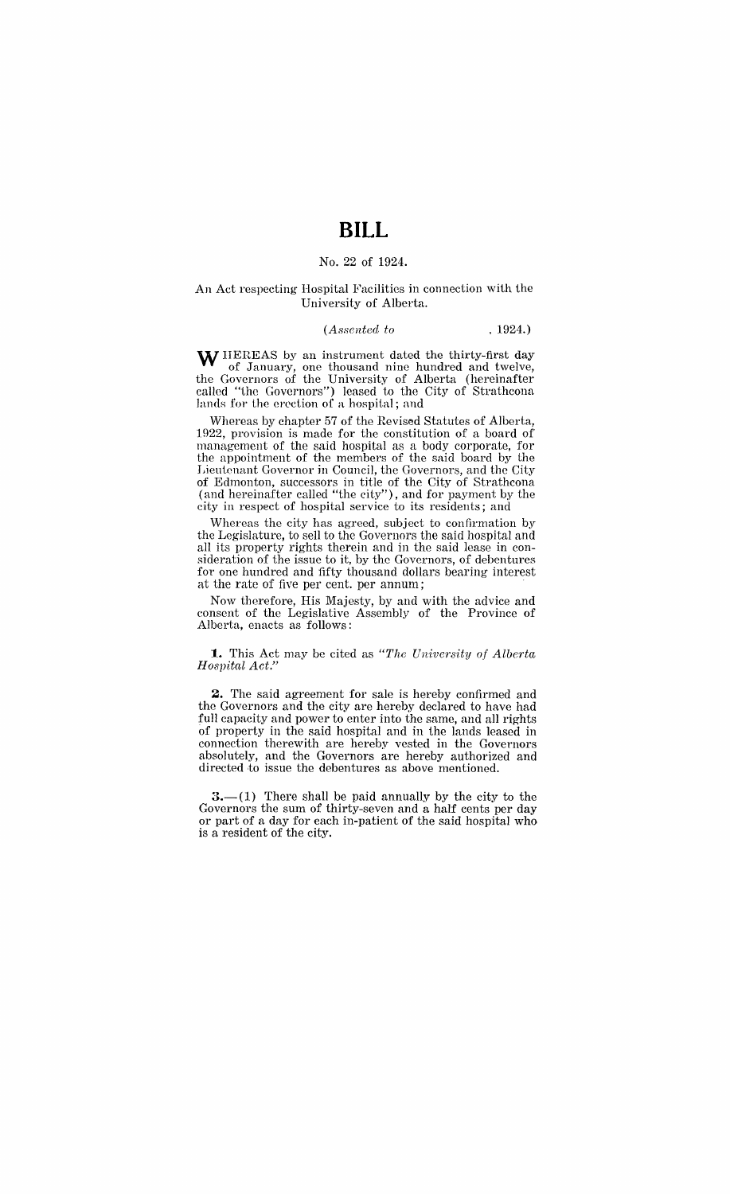# BILL

No. 22 of 1924.

An Act respecting Hospital Facilities in connection with the University of Alberta.

*(Assented to , 1924.)*

WHEREAS by an instrument dated the thirty-first day of January, one thousand nine hundred and twelve, the Governors of the University of Alberta (hereinafter called "the Governors") leased to the City of Strathcona lands for the erection of a hospital; and

Whereas by chapter 57 of the Revised Statutes of Alberta, 1922, provision is made for the constitution of a board of management of the said hospital as a body corporate, for the appointment of the members of the said board by the Lieutenant Governor in Council, the Governors, and the City of Edmonton, successors in title of the City of Strathcona (and hereinafter called "the city"), and for payment by the city in respect of hospital service to its residents; and

Whereas the city has agreed, subject to confirmation by the Legislature, to sell to the Governors the said hospital and all its property rights therein and in the said lease in consideration of the issue to it, by the Governors, of debentures for one hundred and fifty thousand dollars bearing interest at the rate of five per cent. per annum;

Now therefore, His Majesty, by and with the advice and consent of the Legislative Assembly of the Province of Alberta, enacts as follows:

**1.** This Act may be cited as *"The University of Alberta Hospital Act."*

**2.** The said agreement for sale is hereby confirmed and the Governors and the city are hereby declared to have had full capacity and power to enter into the same, and all rights of property in the said hospital and in the lands leased in connection therewith are hereby vested in the Governors absolutely, and the Governors are hereby authorized and directed to issue the debentures as above mentioned.

**3.**—(1) There shall be paid annually by the city to the Governors the sum of thirty-seven and a half cents per day or part of a day for each in-patient of the said hospital who is a resident of the city.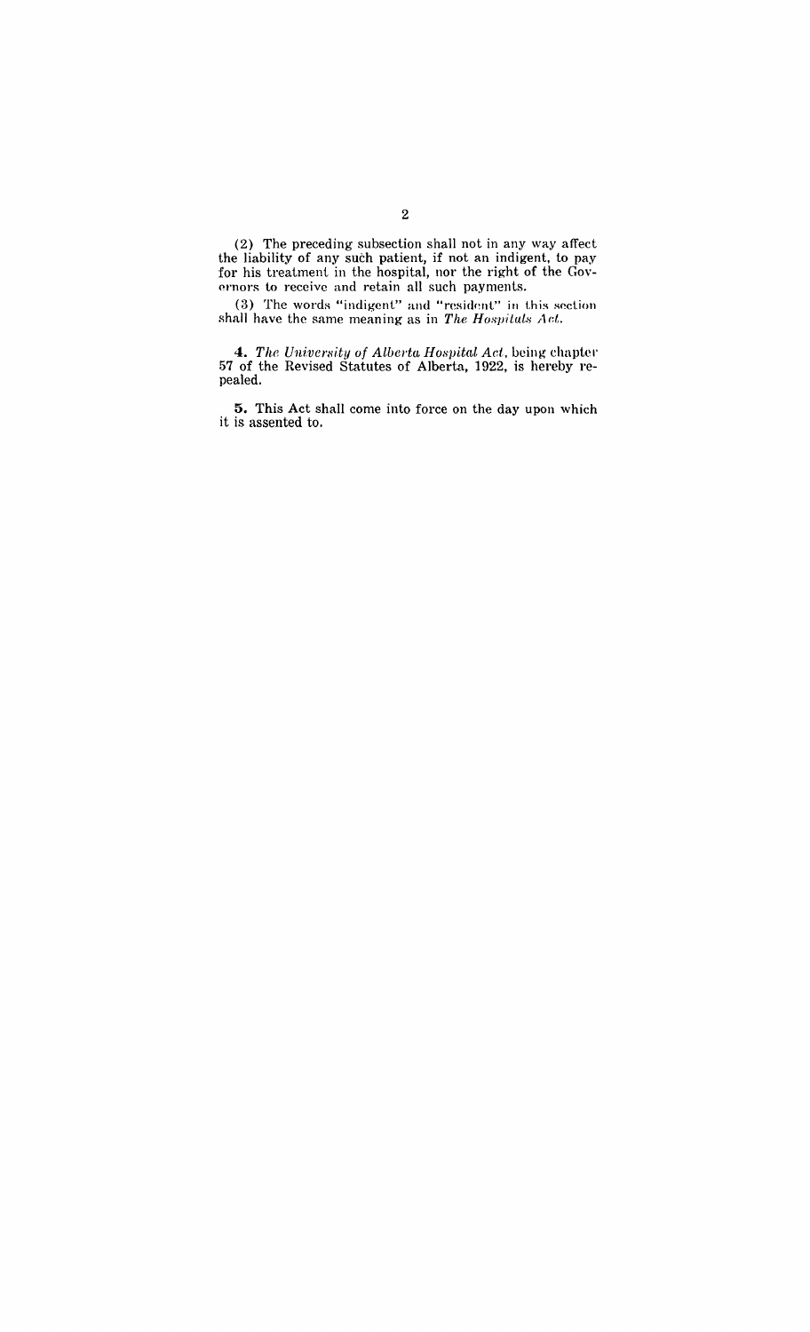(2) The preceding subsection shall not in any way affect the liability of any such patient, if not an indigent, to pay for his treatment in the hospital, nor the right of the Governors to receive and retain all such payments.

(3) The words "indigent" and "resident" in this section shall have the same meaning as in *The Hospitals Act*.

**4.** *The University of Alberta Hospital Act*, being chapter 57 of the Revised Statutes of Alberta, 1922, is hereby repealed.

**5.** This Act shall come into force on the day upon which it is assented to.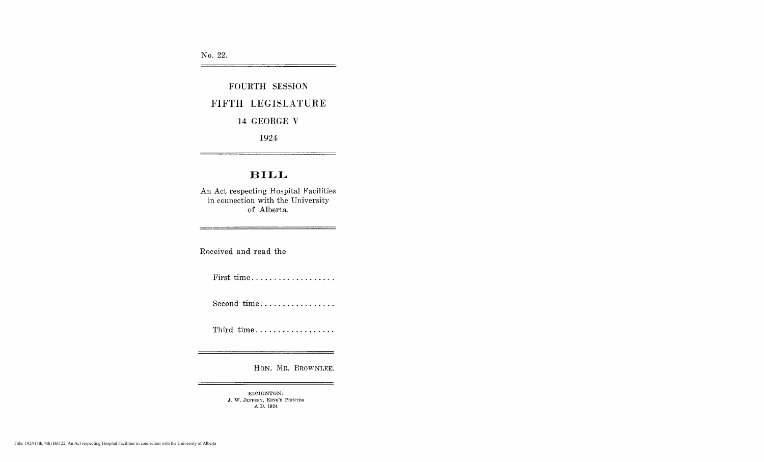No. 22.

FOURTH SESSION

FIFTH LEGISLATURE

14 GEORGE V

1924

# BILL

An Act respecting Hospital Facilities in connection with the University of Alberta.

Received and read the

First time..................

Second time................

Third time.................

HON. MR. BROWNLEE.

EDMONTON:
J. W. JEFFERY, KING'S PRINTER
A.D. 1924